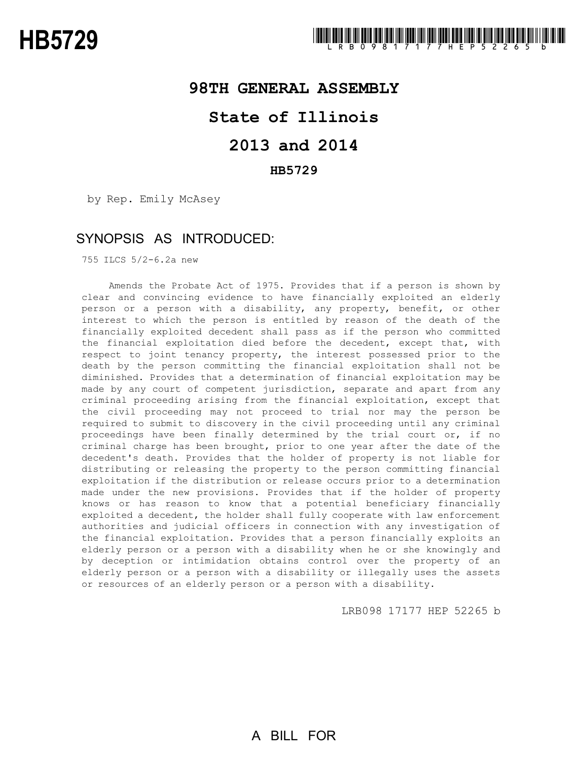# HB5729

## 98TH GENERAL ASSEMBLY

## State of Illinois

## 2013 and 2014

### HB5729

by Rep. Emily McAsey

## SYNOPSIS AS INTRODUCED:

755 ILCS 5/2-6.2a new

Amends the Probate Act of 1975. Provides that if a person is shown by clear and convincing evidence to have financially exploited an elderly person or a person with a disability, any property, benefit, or other interest to which the person is entitled by reason of the death of the financially exploited decedent shall pass as if the person who committed the financial exploitation died before the decedent, except that, with respect to joint tenancy property, the interest possessed prior to the death by the person committing the financial exploitation shall not be diminished. Provides that a determination of financial exploitation may be made by any court of competent jurisdiction, separate and apart from any criminal proceeding arising from the financial exploitation, except that the civil proceeding may not proceed to trial nor may the person be required to submit to discovery in the civil proceeding until any criminal proceedings have been finally determined by the trial court or, if no criminal charge has been brought, prior to one year after the date of the decedent's death. Provides that the holder of property is not liable for distributing or releasing the property to the person committing financial exploitation if the distribution or release occurs prior to a determination made under the new provisions. Provides that if the holder of property knows or has reason to know that a potential beneficiary financially exploited a decedent, the holder shall fully cooperate with law enforcement authorities and judicial officers in connection with any investigation of the financial exploitation. Provides that a person financially exploits an elderly person or a person with a disability when he or she knowingly and by deception or intimidation obtains control over the property of an elderly person or a person with a disability or illegally uses the assets or resources of an elderly person or a person with a disability.

LRB098 17177 HEP 52265 b

A BILL FOR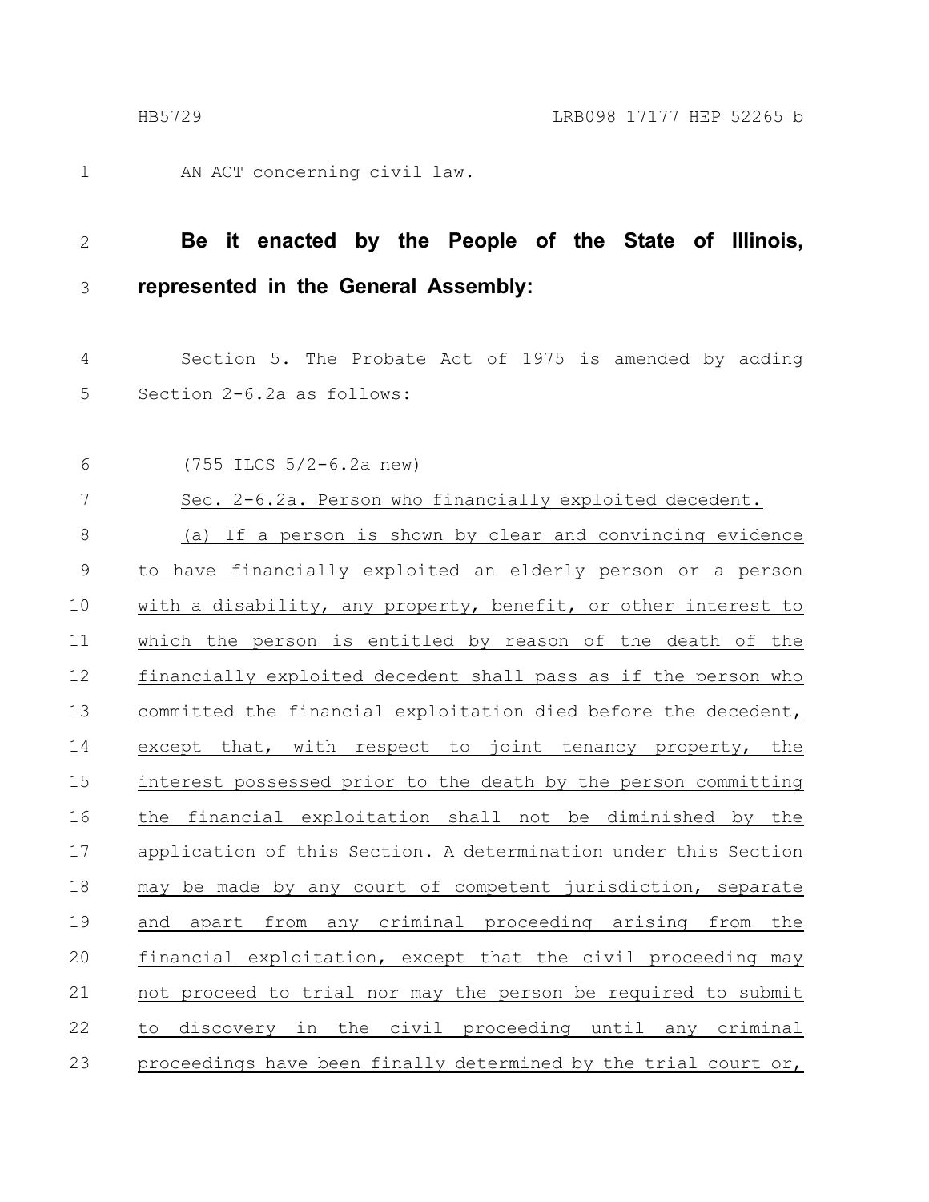AN ACT concerning civil law.

**Be it enacted by the People of the State of Illinois, represented in the General Assembly:**

Section 5. The Probate Act of 1975 is amended by adding Section 2-6.2a as follows:

(755 ILCS 5/2-6.2a new)

Sec. 2-6.2a. Person who financially exploited decedent.

(a) If a person is shown by clear and convincing evidence to have financially exploited an elderly person or a person with a disability, any property, benefit, or other interest to which the person is entitled by reason of the death of the financially exploited decedent shall pass as if the person who committed the financial exploitation died before the decedent, except that, with respect to joint tenancy property, the interest possessed prior to the death by the person committing the financial exploitation shall not be diminished by the application of this Section. A determination under this Section may be made by any court of competent jurisdiction, separate and apart from any criminal proceeding arising from the financial exploitation, except that the civil proceeding may not proceed to trial nor may the person be required to submit to discovery in the civil proceeding until any criminal proceedings have been finally determined by the trial court or,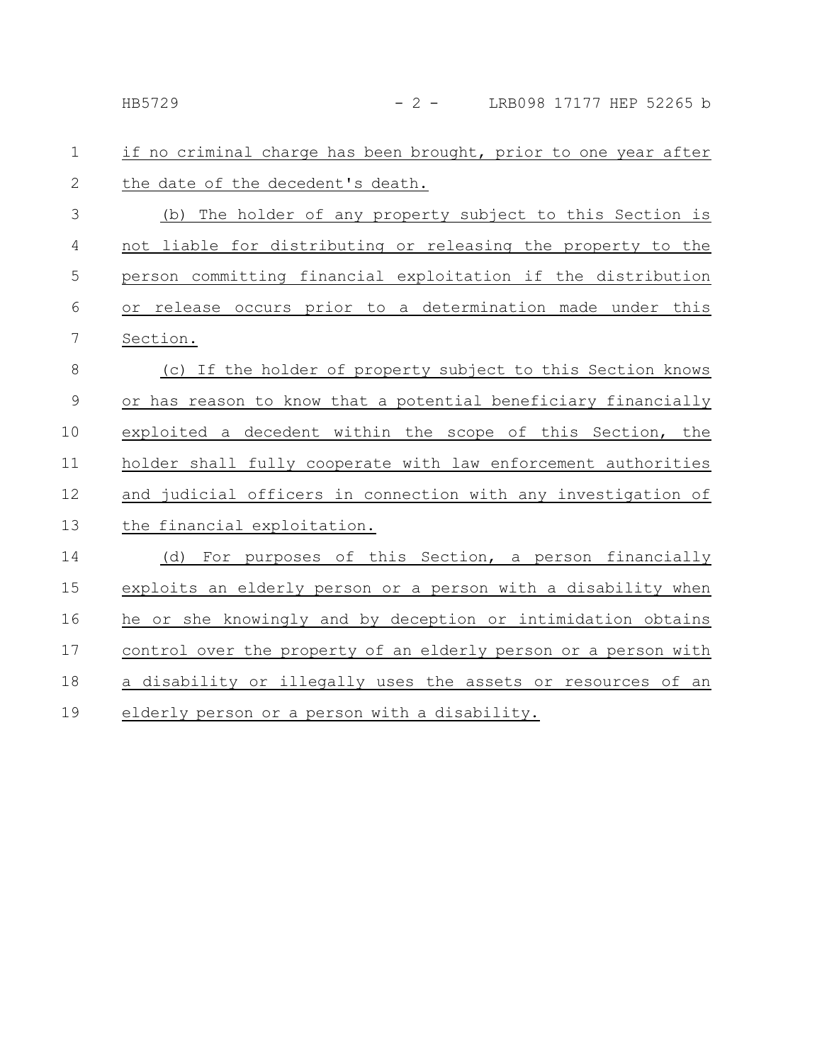if no criminal charge has been brought, prior to one year after the date of the decedent's death.

(b) The holder of any property subject to this Section is not liable for distributing or releasing the property to the person committing financial exploitation if the distribution or release occurs prior to a determination made under this Section.

(c) If the holder of property subject to this Section knows or has reason to know that a potential beneficiary financially exploited a decedent within the scope of this Section, the holder shall fully cooperate with law enforcement authorities and judicial officers in connection with any investigation of the financial exploitation.

(d) For purposes of this Section, a person financially exploits an elderly person or a person with a disability when he or she knowingly and by deception or intimidation obtains control over the property of an elderly person or a person with a disability or illegally uses the assets or resources of an elderly person or a person with a disability.